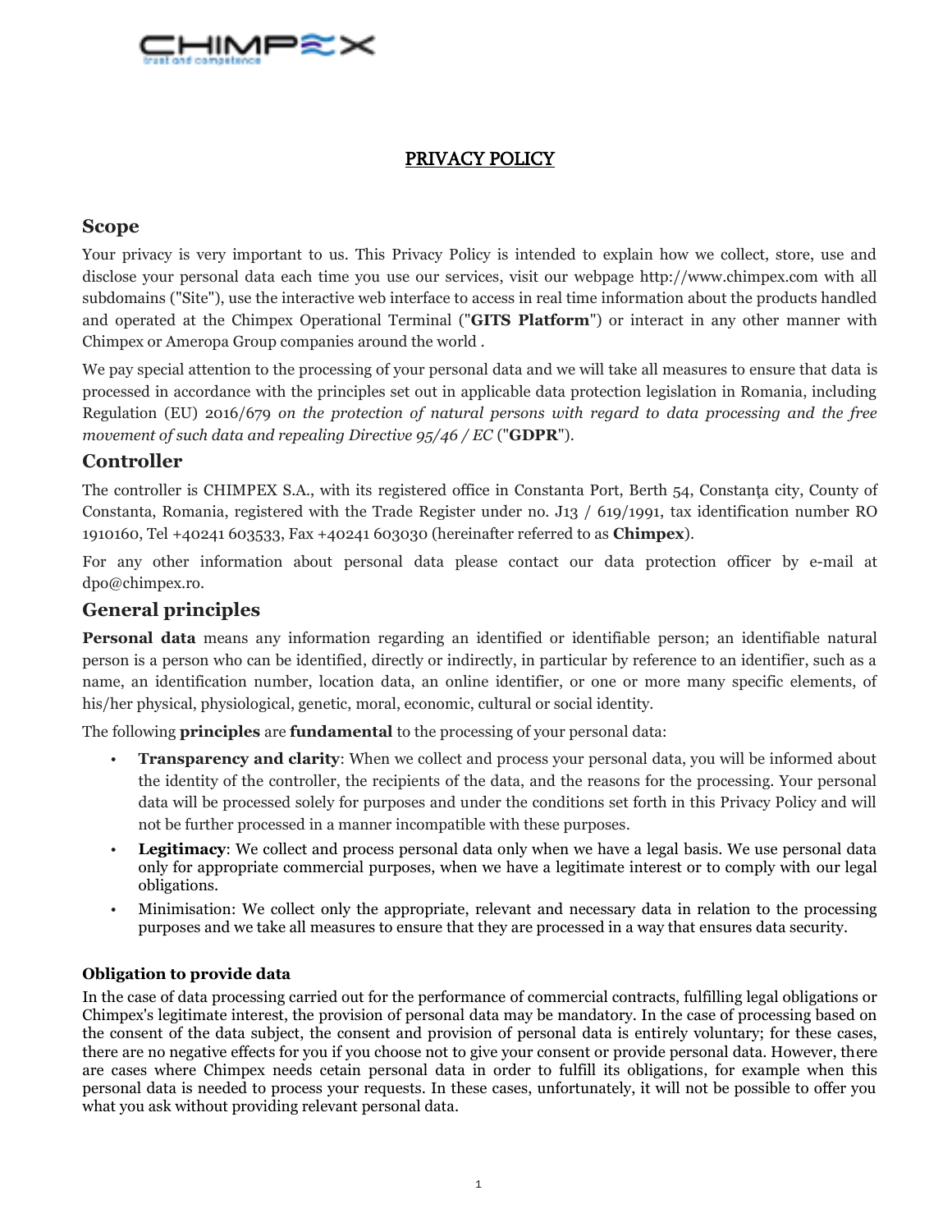# PRIVACY POLICY

## Scope

Your privacy is very important to us. This Privacy Policy is intended to explain how we collect, store, use and disclose your personal data each time you use our services, visit our webpage http://www.chimpex.com with all subdomains ("Site"), use the interactive web interface to access in real time information about the products handled and operated at the Chimpex Operational Terminal ("**GITS Platform**") or interact in any other manner with Chimpex or Ameropa Group companies around the world .

We pay special attention to the processing of your personal data and we will take all measures to ensure that data is processed in accordance with the principles set out in applicable data protection legislation in Romania, including Regulation (EU) 2016/679 *on the protection of natural persons with regard to data processing and the free movement of such data and repealing Directive 95/46 / EC* ("**GDPR**").

## Controller

The controller is CHIMPEX S.A., with its registered office in Constanta Port, Berth 54, Constanța city, County of Constanta, Romania, registered with the Trade Register under no. J13 / 619/1991, tax identification number RO 1910160, Tel +40241 603533, Fax +40241 603030 (hereinafter referred to as **Chimpex**).

For any other information about personal data please contact our data protection officer by e-mail at dpo@chimpex.ro.

## General principles

**Personal data** means any information regarding an identified or identifiable person; an identifiable natural person is a person who can be identified, directly or indirectly, in particular by reference to an identifier, such as a name, an identification number, location data, an online identifier, or one or more many specific elements, of his/her physical, physiological, genetic, moral, economic, cultural or social identity.

The following **principles** are **fundamental** to the processing of your personal data:

- **Transparency and clarity**: When we collect and process your personal data, you will be informed about the identity of the controller, the recipients of the data, and the reasons for the processing. Your personal data will be processed solely for purposes and under the conditions set forth in this Privacy Policy and will not be further processed in a manner incompatible with these purposes.
- **Legitimacy**: We collect and process personal data only when we have a legal basis. We use personal data only for appropriate commercial purposes, when we have a legitimate interest or to comply with our legal obligations.
- Minimisation: We collect only the appropriate, relevant and necessary data in relation to the processing purposes and we take all measures to ensure that they are processed in a way that ensures data security.

### Obligation to provide data

In the case of data processing carried out for the performance of commercial contracts, fulfilling legal obligations or Chimpex's legitimate interest, the provision of personal data may be mandatory. In the case of processing based on the consent of the data subject, the consent and provision of personal data is entirely voluntary; for these cases, there are no negative effects for you if you choose not to give your consent or provide personal data. However, there are cases where Chimpex needs cetain personal data in order to fulfill its obligations, for example when this personal data is needed to process your requests. In these cases, unfortunately, it will not be possible to offer you what you ask without providing relevant personal data.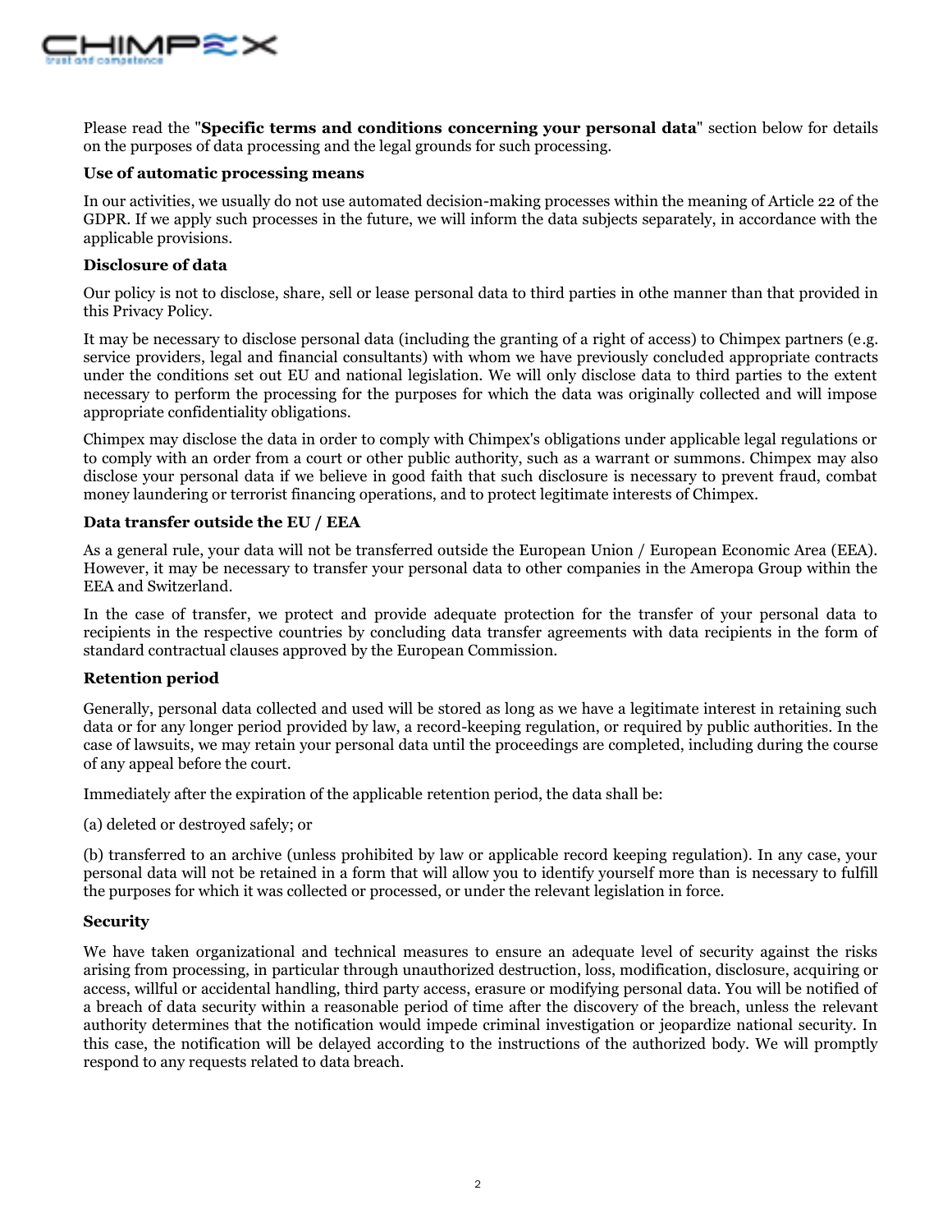Please read the "**Specific terms and conditions concerning your personal data**" section below for details on the purposes of data processing and the legal grounds for such processing.

**Use of automatic processing means**

In our activities, we usually do not use automated decision-making processes within the meaning of Article 22 of the GDPR. If we apply such processes in the future, we will inform the data subjects separately, in accordance with the applicable provisions.

**Disclosure of data**

Our policy is not to disclose, share, sell or lease personal data to third parties in othe manner than that provided in this Privacy Policy.

It may be necessary to disclose personal data (including the granting of a right of access) to Chimpex partners (e.g. service providers, legal and financial consultants) with whom we have previously concluded appropriate contracts under the conditions set out EU and national legislation. We will only disclose data to third parties to the extent necessary to perform the processing for the purposes for which the data was originally collected and will impose appropriate confidentiality obligations.

Chimpex may disclose the data in order to comply with Chimpex's obligations under applicable legal regulations or to comply with an order from a court or other public authority, such as a warrant or summons. Chimpex may also disclose your personal data if we believe in good faith that such disclosure is necessary to prevent fraud, combat money laundering or terrorist financing operations, and to protect legitimate interests of Chimpex.

**Data transfer outside the EU / EEA**

As a general rule, your data will not be transferred outside the European Union / European Economic Area (EEA). However, it may be necessary to transfer your personal data to other companies in the Ameropa Group within the EEA and Switzerland.

In the case of transfer, we protect and provide adequate protection for the transfer of your personal data to recipients in the respective countries by concluding data transfer agreements with data recipients in the form of standard contractual clauses approved by the European Commission.

**Retention period**

Generally, personal data collected and used will be stored as long as we have a legitimate interest in retaining such data or for any longer period provided by law, a record-keeping regulation, or required by public authorities. In the case of lawsuits, we may retain your personal data until the proceedings are completed, including during the course of any appeal before the court.

Immediately after the expiration of the applicable retention period, the data shall be:

(a) deleted or destroyed safely; or

(b) transferred to an archive (unless prohibited by law or applicable record keeping regulation). In any case, your personal data will not be retained in a form that will allow you to identify yourself more than is necessary to fulfill the purposes for which it was collected or processed, or under the relevant legislation in force.

**Security**

We have taken organizational and technical measures to ensure an adequate level of security against the risks arising from processing, in particular through unauthorized destruction, loss, modification, disclosure, acquiring or access, willful or accidental handling, third party access, erasure or modifying personal data. You will be notified of a breach of data security within a reasonable period of time after the discovery of the breach, unless the relevant authority determines that the notification would impede criminal investigation or jeopardize national security. In this case, the notification will be delayed according to the instructions of the authorized body. We will promptly respond to any requests related to data breach.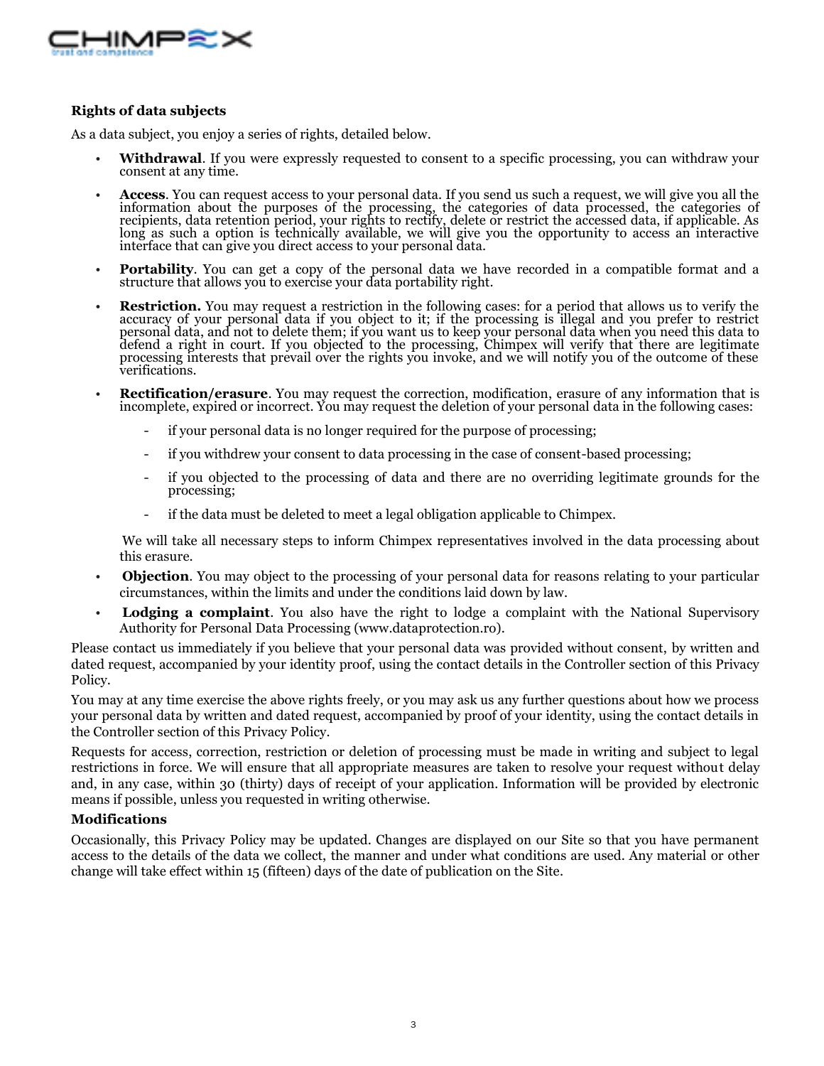**Rights of data subjects**

As a data subject, you enjoy a series of rights, detailed below.

- **Withdrawal**. If you were expressly requested to consent to a specific processing, you can withdraw your consent at any time.
- **Access**. You can request access to your personal data. If you send us such a request, we will give you all the information about the purposes of the processing, the categories of data processed, the categories of recipients, data retention period, your rights to rectify, delete or restrict the accessed data, if applicable. As long as such a option is technically available, we will give you the opportunity to access an interactive interface that can give you direct access to your personal data.
- **Portability**. You can get a copy of the personal data we have recorded in a compatible format and a structure that allows you to exercise your data portability right.
- **Restriction.** You may request a restriction in the following cases: for a period that allows us to verify the accuracy of your personal data if you object to it; if the processing is illegal and you prefer to restrict personal data, and not to delete them; if you want us to keep your personal data when you need this data to defend a right in court. If you objected to the processing, Chimpex will verify that there are legitimate processing interests that prevail over the rights you invoke, and we will notify you of the outcome of these verifications.
- **Rectification/erasure**. You may request the correction, modification, erasure of any information that is incomplete, expired or incorrect. You may request the deletion of your personal data in the following cases:
    - if your personal data is no longer required for the purpose of processing;
    - if you withdrew your consent to data processing in the case of consent-based processing;
    - if you objected to the processing of data and there are no overriding legitimate grounds for the processing;
    - if the data must be deleted to meet a legal obligation applicable to Chimpex.

  We will take all necessary steps to inform Chimpex representatives involved in the data processing about this erasure.
- **Objection**. You may object to the processing of your personal data for reasons relating to your particular circumstances, within the limits and under the conditions laid down by law.
- **Lodging a complaint**. You also have the right to lodge a complaint with the National Supervisory Authority for Personal Data Processing (www.dataprotection.ro).

Please contact us immediately if you believe that your personal data was provided without consent, by written and dated request, accompanied by your identity proof, using the contact details in the Controller section of this Privacy Policy.

You may at any time exercise the above rights freely, or you may ask us any further questions about how we process your personal data by written and dated request, accompanied by proof of your identity, using the contact details in the Controller section of this Privacy Policy.

Requests for access, correction, restriction or deletion of processing must be made in writing and subject to legal restrictions in force. We will ensure that all appropriate measures are taken to resolve your request without delay and, in any case, within 30 (thirty) days of receipt of your application. Information will be provided by electronic means if possible, unless you requested in writing otherwise.

**Modifications**

Occasionally, this Privacy Policy may be updated. Changes are displayed on our Site so that you have permanent access to the details of the data we collect, the manner and under what conditions are used. Any material or other change will take effect within 15 (fifteen) days of the date of publication on the Site.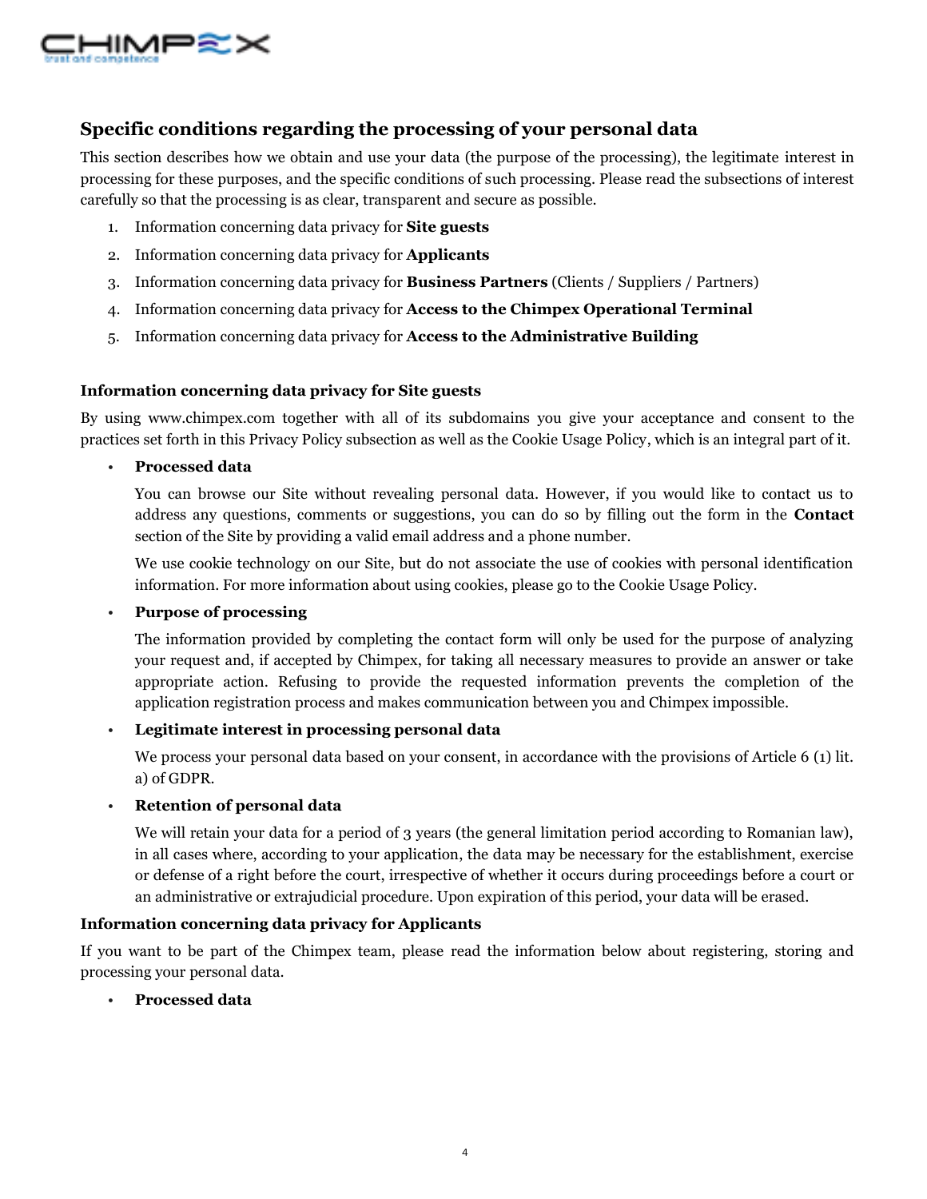## Specific conditions regarding the processing of your personal data

This section describes how we obtain and use your data (the purpose of the processing), the legitimate interest in processing for these purposes, and the specific conditions of such processing. Please read the subsections of interest carefully so that the processing is as clear, transparent and secure as possible.

1. Information concerning data privacy for **Site guests**
2. Information concerning data privacy for **Applicants**
3. Information concerning data privacy for **Business Partners** (Clients / Suppliers / Partners)
4. Information concerning data privacy for **Access to the Chimpex Operational Terminal**
5. Information concerning data privacy for **Access to the Administrative Building**

### Information concerning data privacy for Site guests

By using www.chimpex.com together with all of its subdomains you give your acceptance and consent to the practices set forth in this Privacy Policy subsection as well as the Cookie Usage Policy, which is an integral part of it.

- **Processed data**

  You can browse our Site without revealing personal data. However, if you would like to contact us to address any questions, comments or suggestions, you can do so by filling out the form in the **Contact** section of the Site by providing a valid email address and a phone number.

  We use cookie technology on our Site, but do not associate the use of cookies with personal identification information. For more information about using cookies, please go to the Cookie Usage Policy.

- **Purpose of processing**

  The information provided by completing the contact form will only be used for the purpose of analyzing your request and, if accepted by Chimpex, for taking all necessary measures to provide an answer or take appropriate action. Refusing to provide the requested information prevents the completion of the application registration process and makes communication between you and Chimpex impossible.

- **Legitimate interest in processing personal data**

  We process your personal data based on your consent, in accordance with the provisions of Article 6 (1) lit. a) of GDPR.

- **Retention of personal data**

  We will retain your data for a period of 3 years (the general limitation period according to Romanian law), in all cases where, according to your application, the data may be necessary for the establishment, exercise or defense of a right before the court, irrespective of whether it occurs during proceedings before a court or an administrative or extrajudicial procedure. Upon expiration of this period, your data will be erased.

### Information concerning data privacy for Applicants

If you want to be part of the Chimpex team, please read the information below about registering, storing and processing your personal data.

- **Processed data**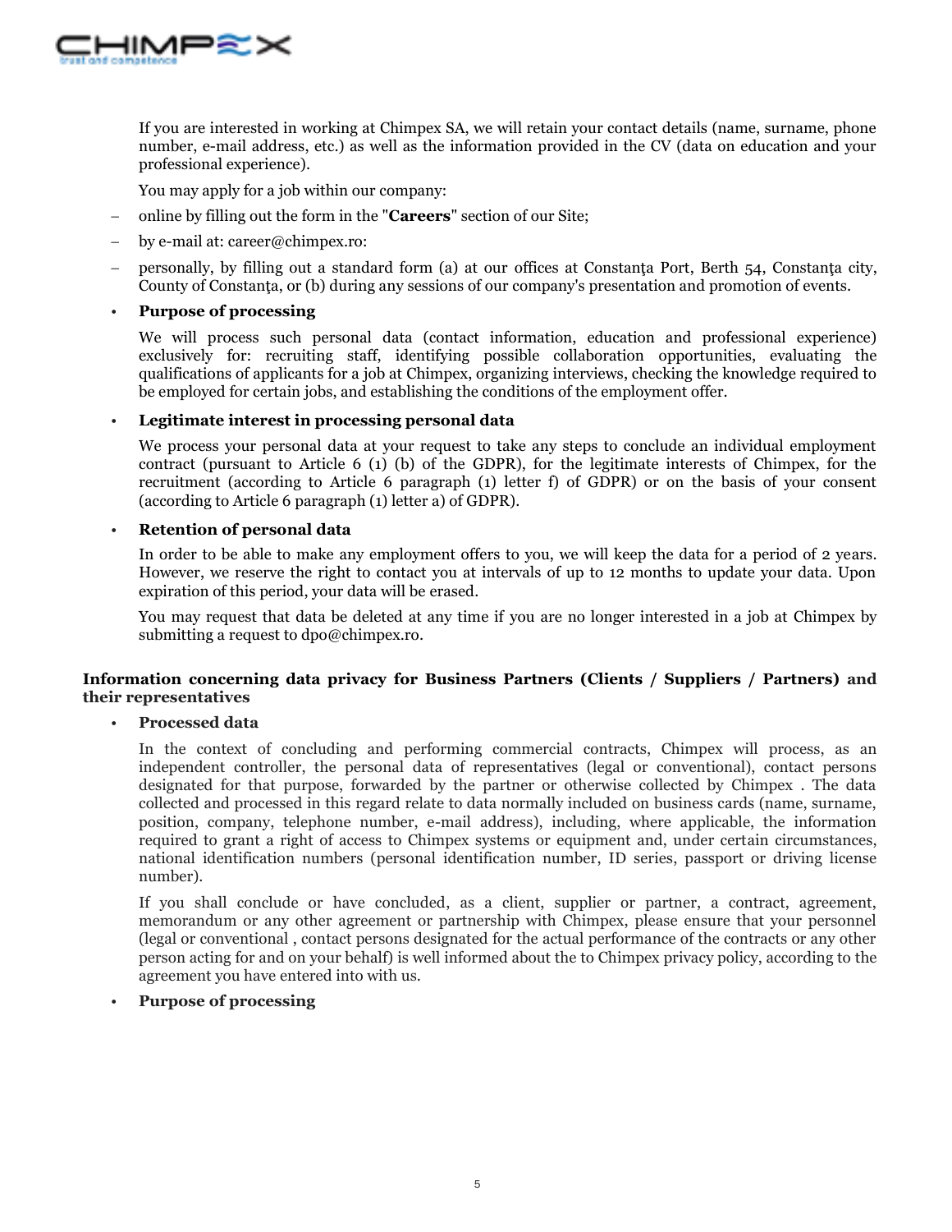If you are interested in working at Chimpex SA, we will retain your contact details (name, surname, phone number, e-mail address, etc.) as well as the information provided in the CV (data on education and your professional experience).

You may apply for a job within our company:

- online by filling out the form in the "**Careers**" section of our Site;
- by e-mail at: career@chimpex.ro:
- personally, by filling out a standard form (a) at our offices at Constanţa Port, Berth 54, Constanţa city, County of Constanţa, or (b) during any sessions of our company's presentation and promotion of events.

- **Purpose of processing**

  We will process such personal data (contact information, education and professional experience) exclusively for: recruiting staff, identifying possible collaboration opportunities, evaluating the qualifications of applicants for a job at Chimpex, organizing interviews, checking the knowledge required to be employed for certain jobs, and establishing the conditions of the employment offer.

- **Legitimate interest in processing personal data**

  We process your personal data at your request to take any steps to conclude an individual employment contract (pursuant to Article 6 (1) (b) of the GDPR), for the legitimate interests of Chimpex, for the recruitment (according to Article 6 paragraph (1) letter f) of GDPR) or on the basis of your consent (according to Article 6 paragraph (1) letter a) of GDPR).

- **Retention of personal data**

  In order to be able to make any employment offers to you, we will keep the data for a period of 2 years. However, we reserve the right to contact you at intervals of up to 12 months to update your data. Upon expiration of this period, your data will be erased.

  You may request that data be deleted at any time if you are no longer interested in a job at Chimpex by submitting a request to dpo@chimpex.ro.

**Information concerning data privacy for Business Partners (Clients / Suppliers / Partners) and their representatives**

- **Processed data**

  In the context of concluding and performing commercial contracts, Chimpex will process, as an independent controller, the personal data of representatives (legal or conventional), contact persons designated for that purpose, forwarded by the partner or otherwise collected by Chimpex . The data collected and processed in this regard relate to data normally included on business cards (name, surname, position, company, telephone number, e-mail address), including, where applicable, the information required to grant a right of access to Chimpex systems or equipment and, under certain circumstances, national identification numbers (personal identification number, ID series, passport or driving license number).

  If you shall conclude or have concluded, as a client, supplier or partner, a contract, agreement, memorandum or any other agreement or partnership with Chimpex, please ensure that your personnel (legal or conventional , contact persons designated for the actual performance of the contracts or any other person acting for and on your behalf) is well informed about the to Chimpex privacy policy, according to the agreement you have entered into with us.

- **Purpose of processing**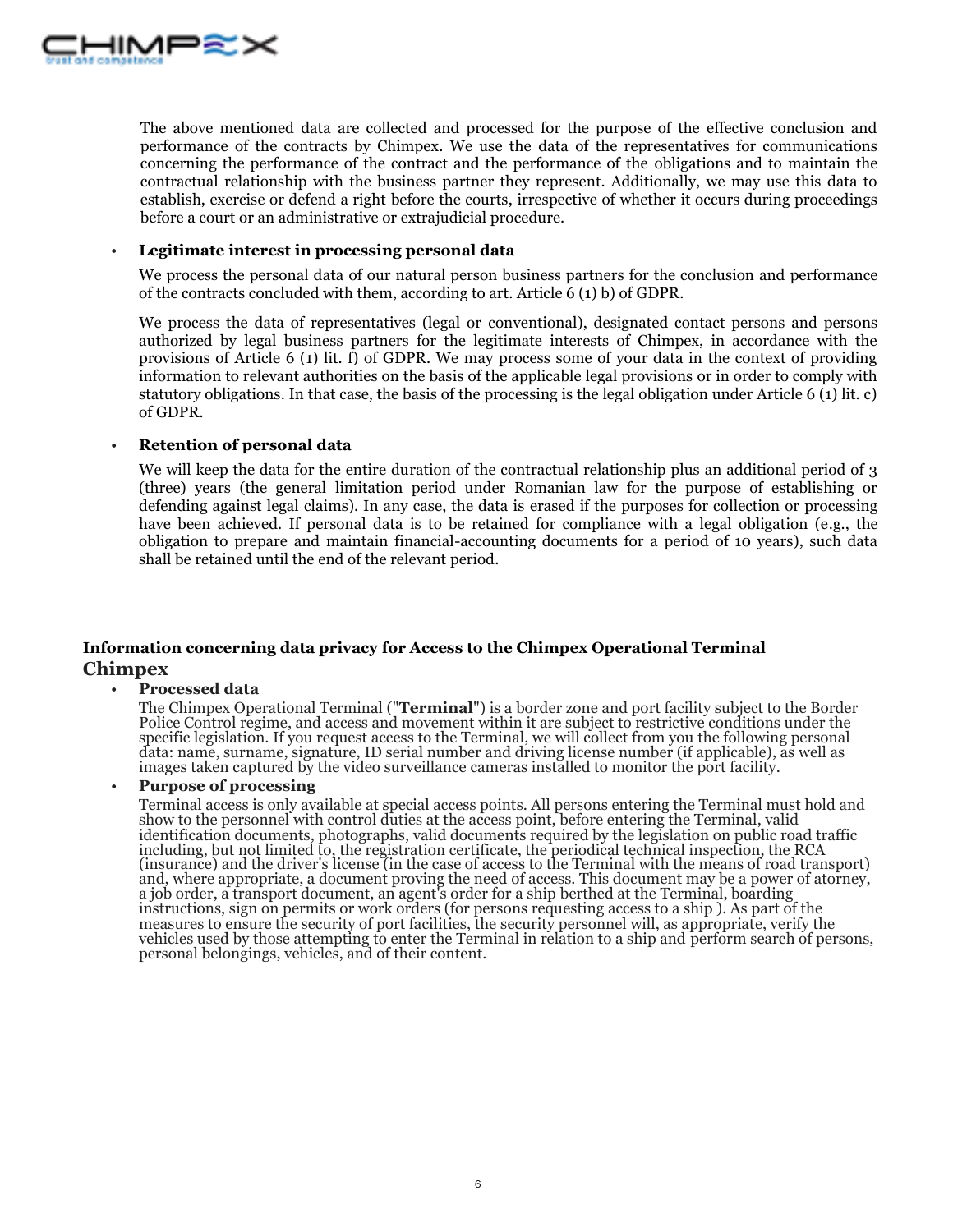The above mentioned data are collected and processed for the purpose of the effective conclusion and performance of the contracts by Chimpex. We use the data of the representatives for communications concerning the performance of the contract and the performance of the obligations and to maintain the contractual relationship with the business partner they represent. Additionally, we may use this data to establish, exercise or defend a right before the courts, irrespective of whether it occurs during proceedings before a court or an administrative or extrajudicial procedure.

- **Legitimate interest in processing personal data**

  We process the personal data of our natural person business partners for the conclusion and performance of the contracts concluded with them, according to art. Article 6 (1) b) of GDPR.

  We process the data of representatives (legal or conventional), designated contact persons and persons authorized by legal business partners for the legitimate interests of Chimpex, in accordance with the provisions of Article 6 (1) lit. f) of GDPR. We may process some of your data in the context of providing information to relevant authorities on the basis of the applicable legal provisions or in order to comply with statutory obligations. In that case, the basis of the processing is the legal obligation under Article 6 (1) lit. c) of GDPR.

- **Retention of personal data**

  We will keep the data for the entire duration of the contractual relationship plus an additional period of 3 (three) years (the general limitation period under Romanian law for the purpose of establishing or defending against legal claims). In any case, the data is erased if the purposes for collection or processing have been achieved. If personal data is to be retained for compliance with a legal obligation (e.g., the obligation to prepare and maintain financial-accounting documents for a period of 10 years), such data shall be retained until the end of the relevant period.

**Information concerning data privacy for Access to the Chimpex Operational Terminal**

## Chimpex

- **Processed data**

  The Chimpex Operational Terminal ("**Terminal**") is a border zone and port facility subject to the Border Police Control regime, and access and movement within it are subject to restrictive conditions under the specific legislation. If you request access to the Terminal, we will collect from you the following personal data: name, surname, signature, ID serial number and driving license number (if applicable), as well as images taken captured by the video surveillance cameras installed to monitor the port facility.

- **Purpose of processing**

  Terminal access is only available at special access points. All persons entering the Terminal must hold and show to the personnel with control duties at the access point, before entering the Terminal, valid identification documents, photographs, valid documents required by the legislation on public road traffic including, but not limited to, the registration certificate, the periodical technical inspection, the RCA (insurance) and the driver's license (in the case of access to the Terminal with the means of road transport) and, where appropriate, a document proving the need of access. This document may be a power of atorney, a job order, a transport document, an agent's order for a ship berthed at the Terminal, boarding instructions, sign on permits or work orders (for persons requesting access to a ship ). As part of the measures to ensure the security of port facilities, the security personnel will, as appropriate, verify the vehicles used by those attempting to enter the Terminal in relation to a ship and perform search of persons, personal belongings, vehicles, and of their content.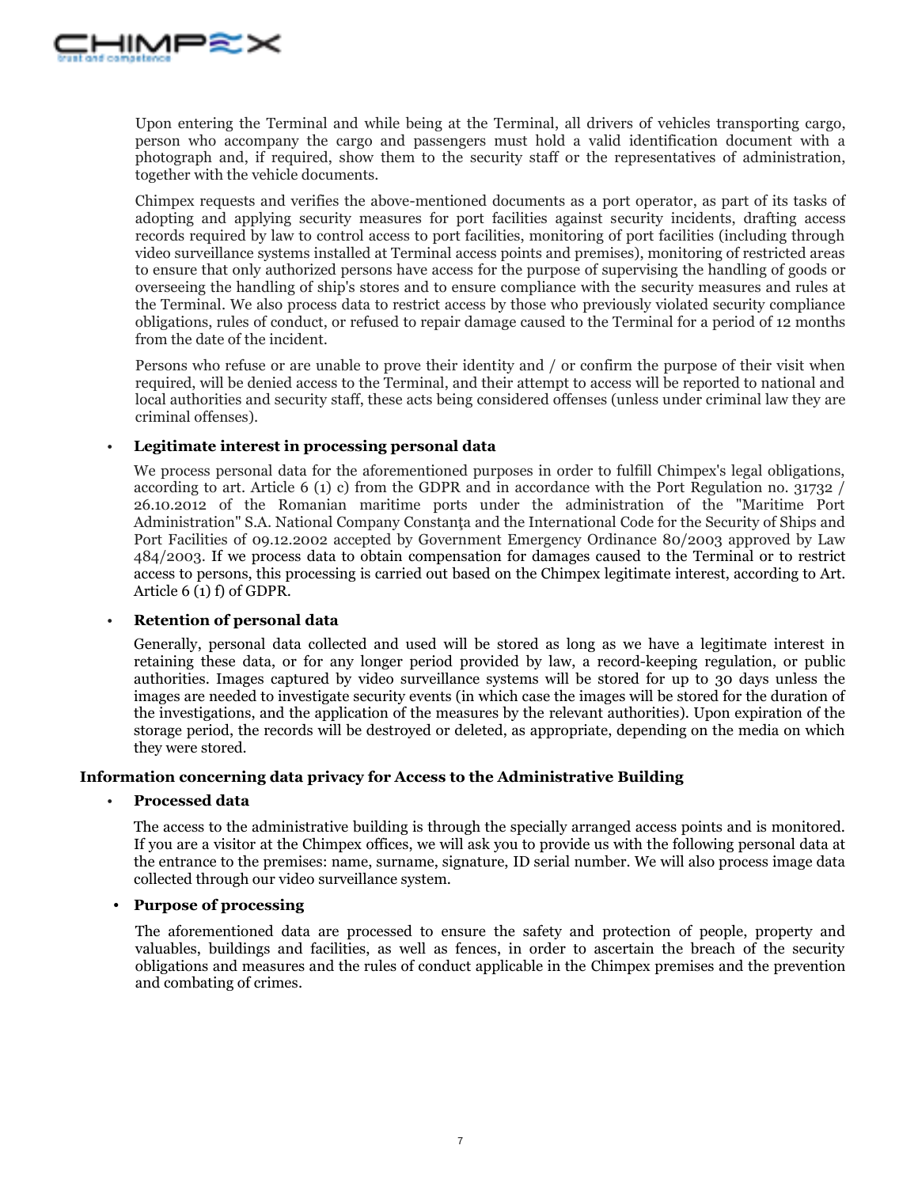Upon entering the Terminal and while being at the Terminal, all drivers of vehicles transporting cargo, person who accompany the cargo and passengers must hold a valid identification document with a photograph and, if required, show them to the security staff or the representatives of administration, together with the vehicle documents.

Chimpex requests and verifies the above-mentioned documents as a port operator, as part of its tasks of adopting and applying security measures for port facilities against security incidents, drafting access records required by law to control access to port facilities, monitoring of port facilities (including through video surveillance systems installed at Terminal access points and premises), monitoring of restricted areas to ensure that only authorized persons have access for the purpose of supervising the handling of goods or overseeing the handling of ship's stores and to ensure compliance with the security measures and rules at the Terminal. We also process data to restrict access by those who previously violated security compliance obligations, rules of conduct, or refused to repair damage caused to the Terminal for a period of 12 months from the date of the incident.

Persons who refuse or are unable to prove their identity and / or confirm the purpose of their visit when required, will be denied access to the Terminal, and their attempt to access will be reported to national and local authorities and security staff, these acts being considered offenses (unless under criminal law they are criminal offenses).

- **Legitimate interest in processing personal data**

  We process personal data for the aforementioned purposes in order to fulfill Chimpex's legal obligations, according to art. Article 6 (1) c) from the GDPR and in accordance with the Port Regulation no. 31732 / 26.10.2012 of the Romanian maritime ports under the administration of the "Maritime Port Administration" S.A. National Company Constanţa and the International Code for the Security of Ships and Port Facilities of 09.12.2002 accepted by Government Emergency Ordinance 80/2003 approved by Law 484/2003. If we process data to obtain compensation for damages caused to the Terminal or to restrict access to persons, this processing is carried out based on the Chimpex legitimate interest, according to Art. Article 6 (1) f) of GDPR.

- **Retention of personal data**

  Generally, personal data collected and used will be stored as long as we have a legitimate interest in retaining these data, or for any longer period provided by law, a record-keeping regulation, or public authorities. Images captured by video surveillance systems will be stored for up to 30 days unless the images are needed to investigate security events (in which case the images will be stored for the duration of the investigations, and the application of the measures by the relevant authorities). Upon expiration of the storage period, the records will be destroyed or deleted, as appropriate, depending on the media on which they were stored.

**Information concerning data privacy for Access to the Administrative Building**

- **Processed data**

  The access to the administrative building is through the specially arranged access points and is monitored. If you are a visitor at the Chimpex offices, we will ask you to provide us with the following personal data at the entrance to the premises: name, surname, signature, ID serial number. We will also process image data collected through our video surveillance system.

- **Purpose of processing**

  The aforementioned data are processed to ensure the safety and protection of people, property and valuables, buildings and facilities, as well as fences, in order to ascertain the breach of the security obligations and measures and the rules of conduct applicable in the Chimpex premises and the prevention and combating of crimes.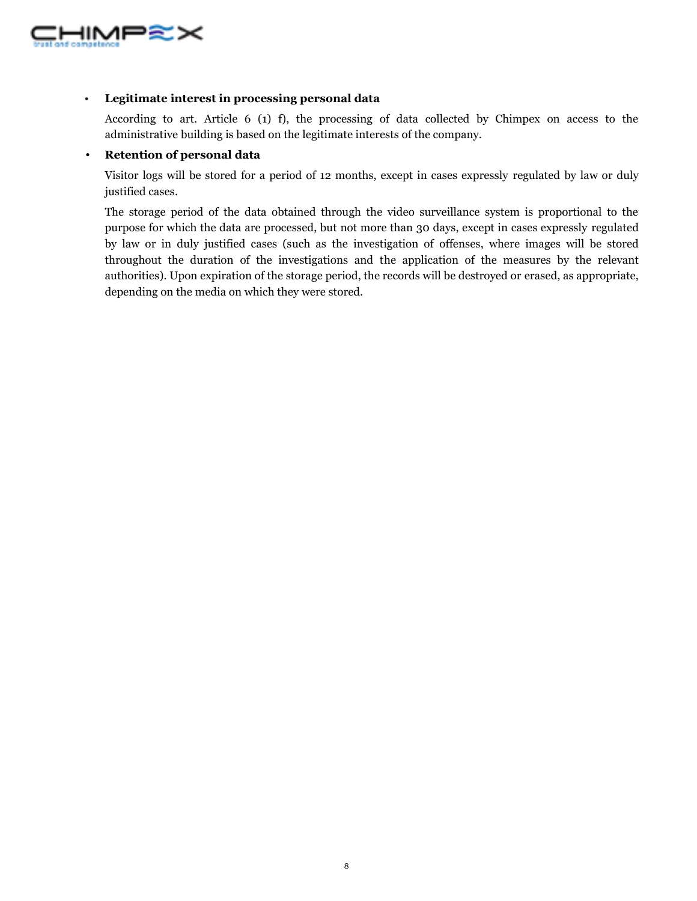- **Legitimate interest in processing personal data**

  According to art. Article 6 (1) f), the processing of data collected by Chimpex on access to the administrative building is based on the legitimate interests of the company.

- **Retention of personal data**

  Visitor logs will be stored for a period of 12 months, except in cases expressly regulated by law or duly justified cases.

  The storage period of the data obtained through the video surveillance system is proportional to the purpose for which the data are processed, but not more than 30 days, except in cases expressly regulated by law or in duly justified cases (such as the investigation of offenses, where images will be stored throughout the duration of the investigations and the application of the measures by the relevant authorities). Upon expiration of the storage period, the records will be destroyed or erased, as appropriate, depending on the media on which they were stored.